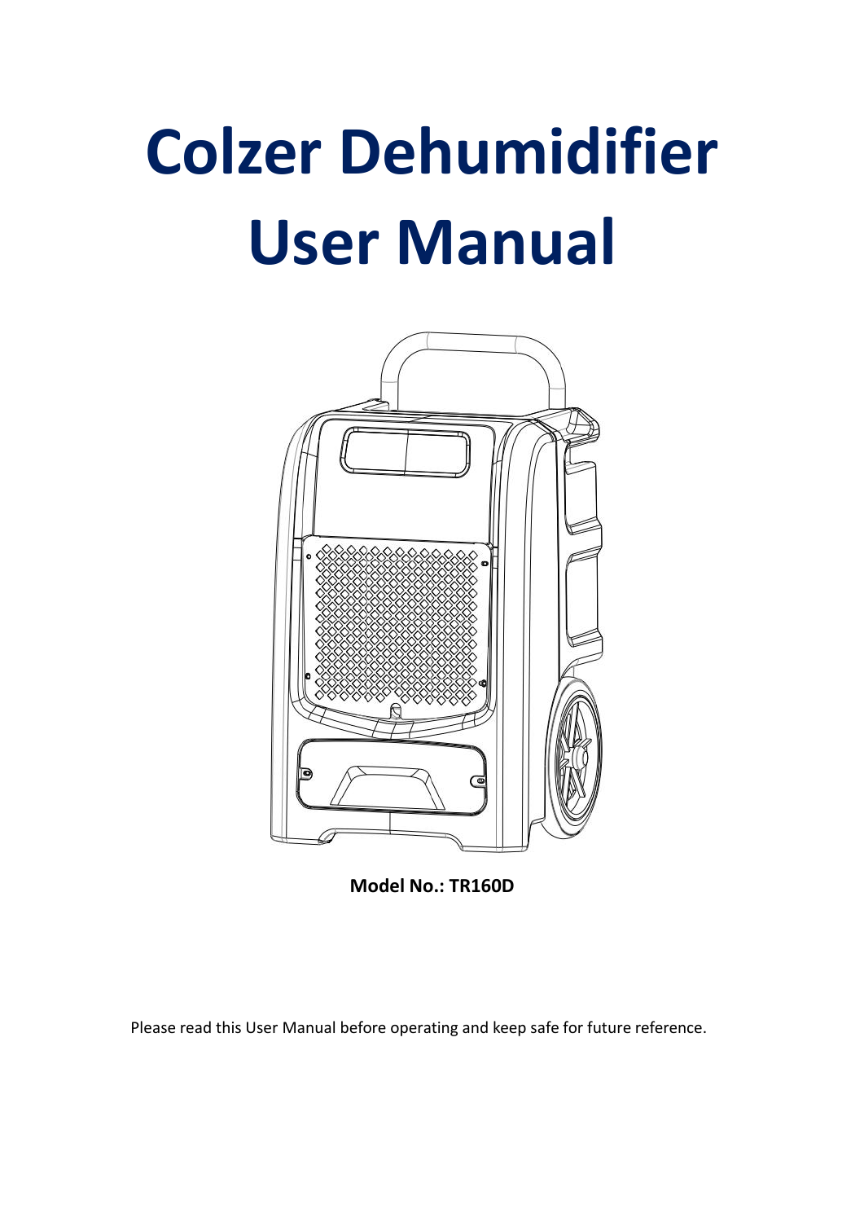# Colzer Dehumidifier User Manual

**Model No.: TR160D**

Please read this User Manual before operating and keep safe for future reference.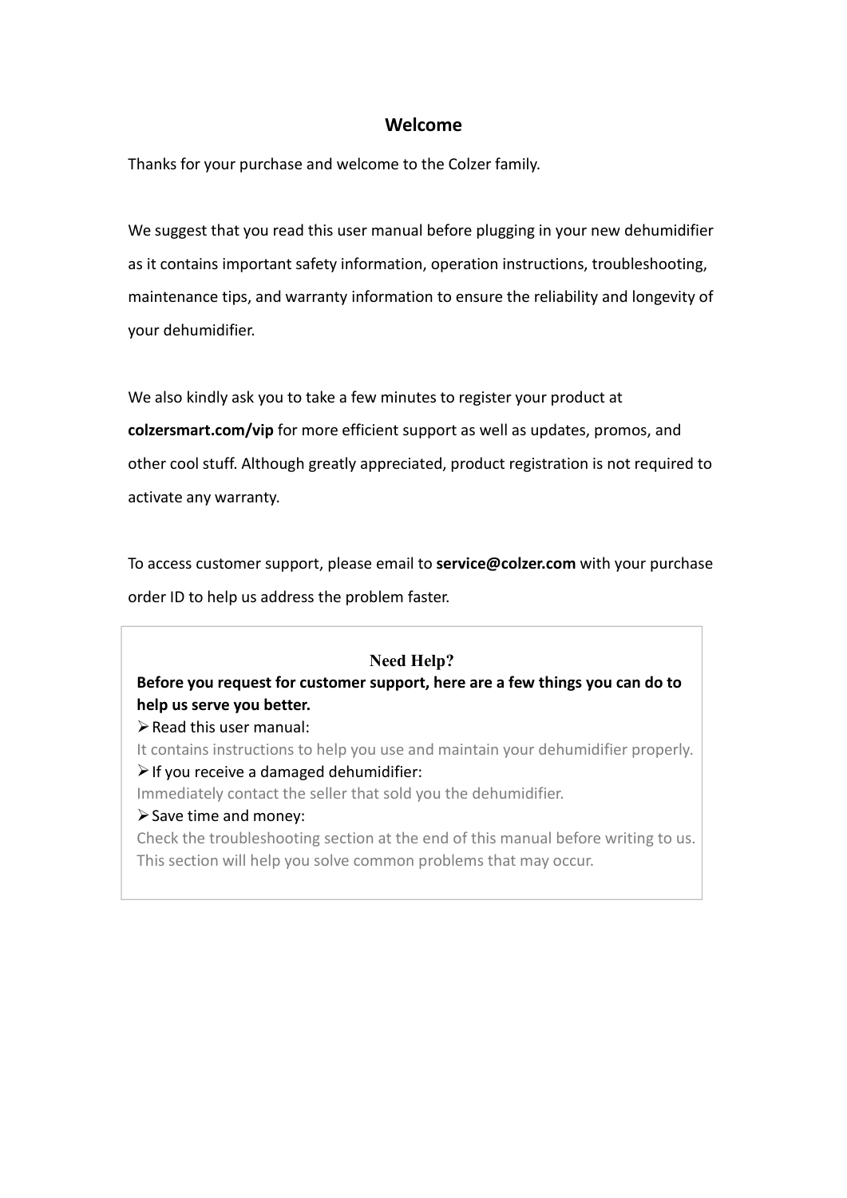# Welcome

Thanks for your purchase and welcome to the Colzer family.

We suggest that you read this user manual before plugging in your new dehumidifier as it contains important safety information, operation instructions, troubleshooting, maintenance tips, and warranty information to ensure the reliability and longevity of your dehumidifier.

We also kindly ask you to take a few minutes to register your product at **colzersmart.com/vip** for more efficient support as well as updates, promos, and other cool stuff. Although greatly appreciated, product registration is not required to activate any warranty.

To access customer support, please email to **service@colzer.com** with your purchase order ID to help us address the problem faster.

## Need Help?

**Before you request for customer support, here are a few things you can do to help us serve you better.**

- Read this user manual:
  It contains instructions to help you use and maintain your dehumidifier properly.
- If you receive a damaged dehumidifier:
  Immediately contact the seller that sold you the dehumidifier.
- Save time and money:
  Check the troubleshooting section at the end of this manual before writing to us. This section will help you solve common problems that may occur.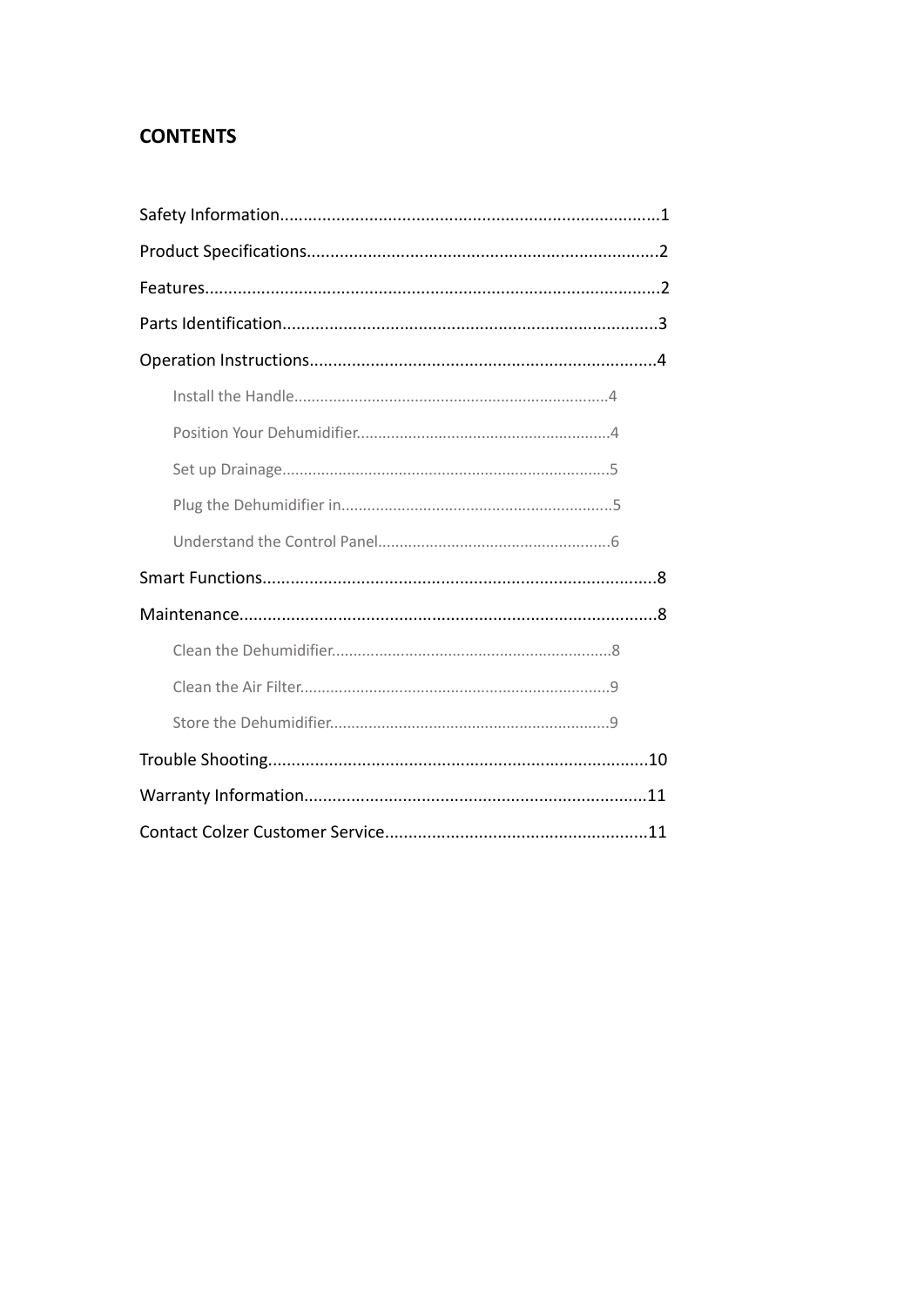## CONTENTS

Safety Information....................................................................................1

Product Specifications...............................................................................2

Features....................................................................................................2

Parts Identification....................................................................................3

Operation Instructions...............................................................................4

- Install the Handle...............................................................................4
- Position Your Dehumidifier..................................................................4
- Set up Drainage..................................................................................5
- Plug the Dehumidifier in.....................................................................5
- Understand the Control Panel.............................................................6

Smart Functions.........................................................................................8

Maintenance..............................................................................................8

- Clean the Dehumidifier.......................................................................8
- Clean the Air Filter..............................................................................9
- Store the Dehumidifier........................................................................9

Trouble Shooting.......................................................................................10

Warranty Information................................................................................11

Contact Colzer Customer Service...............................................................11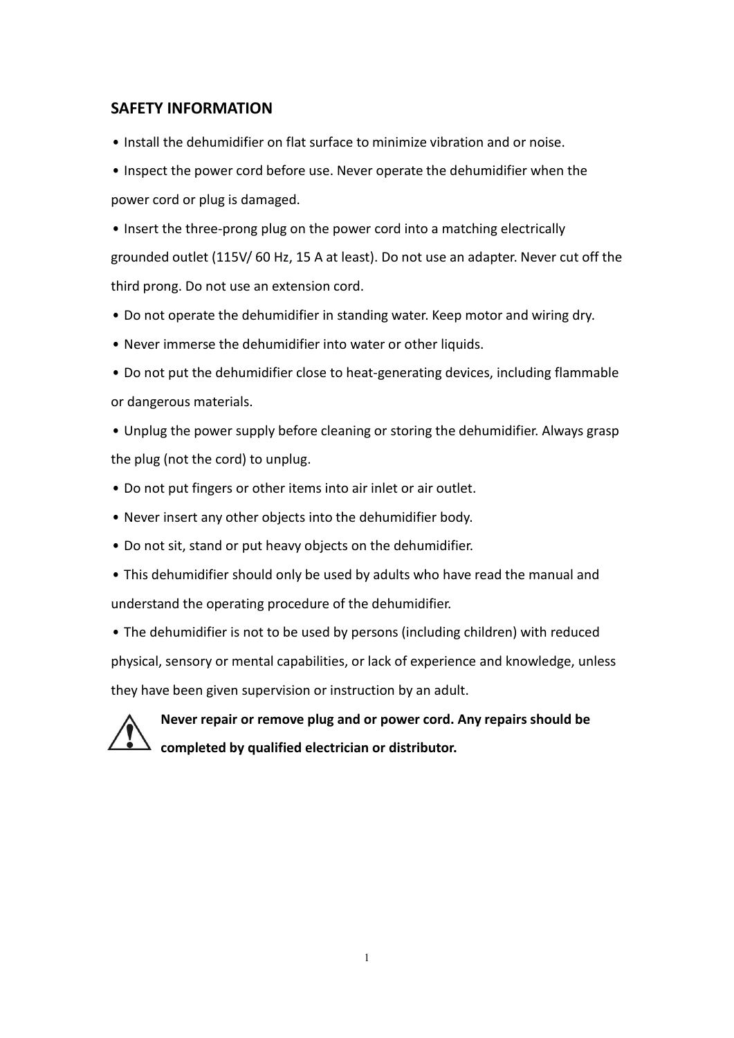## SAFETY INFORMATION

- Install the dehumidifier on flat surface to minimize vibration and or noise.
- Inspect the power cord before use. Never operate the dehumidifier when the power cord or plug is damaged.
- Insert the three-prong plug on the power cord into a matching electrically grounded outlet (115V/ 60 Hz, 15 A at least). Do not use an adapter. Never cut off the third prong. Do not use an extension cord.
- Do not operate the dehumidifier in standing water. Keep motor and wiring dry.
- Never immerse the dehumidifier into water or other liquids.
- Do not put the dehumidifier close to heat-generating devices, including flammable or dangerous materials.
- Unplug the power supply before cleaning or storing the dehumidifier. Always grasp the plug (not the cord) to unplug.
- Do not put fingers or other items into air inlet or air outlet.
- Never insert any other objects into the dehumidifier body.
- Do not sit, stand or put heavy objects on the dehumidifier.
- This dehumidifier should only be used by adults who have read the manual and understand the operating procedure of the dehumidifier.
- The dehumidifier is not to be used by persons (including children) with reduced physical, sensory or mental capabilities, or lack of experience and knowledge, unless they have been given supervision or instruction by an adult.

⚠ **Never repair or remove plug and or power cord. Any repairs should be completed by qualified electrician or distributor.**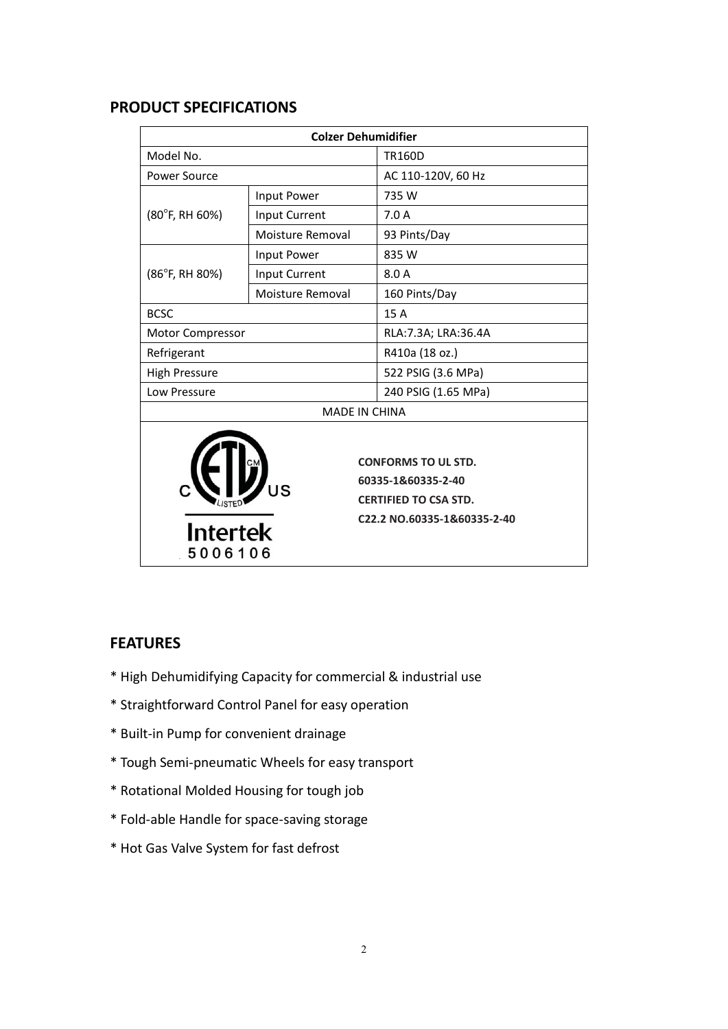## PRODUCT SPECIFICATIONS

| Colzer Dehumidifier | | |
|---|---|---|
| Model No. | | TR160D |
| Power Source | | AC 110-120V, 60 Hz |
| (80°F, RH 60%) | Input Power | 735 W |
| | Input Current | 7.0 A |
| | Moisture Removal | 93 Pints/Day |
| (86°F, RH 80%) | Input Power | 835 W |
| | Input Current | 8.0 A |
| | Moisture Removal | 160 Pints/Day |
| BCSC | | 15 A |
| Motor Compressor | | RLA:7.3A; LRA:36.4A |
| Refrigerant | | R410a (18 oz.) |
| High Pressure | | 522 PSIG (3.6 MPa) |
| Low Pressure | | 240 PSIG (1.65 MPa) |
| MADE IN CHINA | | |

C ETL US LISTED CM
Intertek
5006106

**CONFORMS TO UL STD. 60335-1&60335-2-40**
**CERTIFIED TO CSA STD. C22.2 NO.60335-1&60335-2-40**

## FEATURES

* High Dehumidifying Capacity for commercial & industrial use
* Straightforward Control Panel for easy operation
* Built-in Pump for convenient drainage
* Tough Semi-pneumatic Wheels for easy transport
* Rotational Molded Housing for tough job
* Fold-able Handle for space-saving storage
* Hot Gas Valve System for fast defrost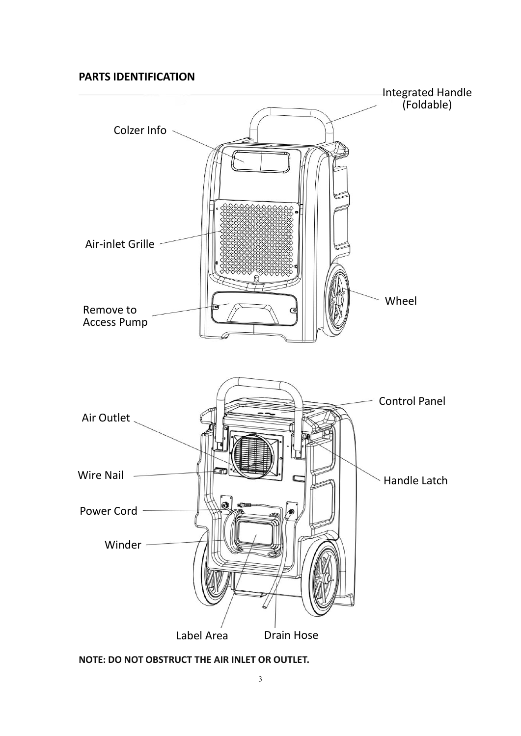## PARTS IDENTIFICATION

Integrated Handle (Foldable)

Colzer Info

Air-inlet Grille

Wheel

Remove to Access Pump

Control Panel

Air Outlet

Wire Nail

Handle Latch

Power Cord

Winder

Label Area

Drain Hose

**NOTE: DO NOT OBSTRUCT THE AIR INLET OR OUTLET.**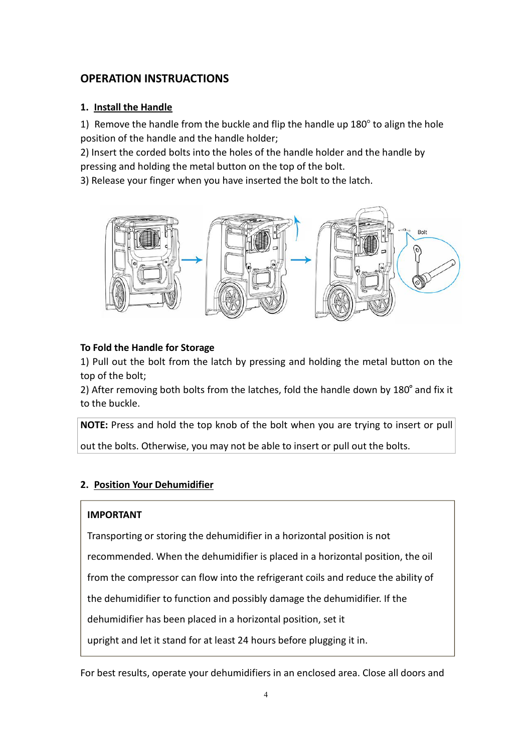## OPERATION INSTRUACTIONS

### 1. Install the Handle

1) Remove the handle from the buckle and flip the handle up 180° to align the hole position of the handle and the handle holder;

2) Insert the corded bolts into the holes of the handle holder and the handle by pressing and holding the metal button on the top of the bolt.

3) Release your finger when you have inserted the bolt to the latch.

**To Fold the Handle for Storage**

1) Pull out the bolt from the latch by pressing and holding the metal button on the top of the bolt;

2) After removing both bolts from the latches, fold the handle down by 180° and fix it to the buckle.

**NOTE:** Press and hold the top knob of the bolt when you are trying to insert or pull out the bolts. Otherwise, you may not be able to insert or pull out the bolts.

### 2. Position Your Dehumidifier

**IMPORTANT**

Transporting or storing the dehumidifier in a horizontal position is not recommended. When the dehumidifier is placed in a horizontal position, the oil from the compressor can flow into the refrigerant coils and reduce the ability of the dehumidifier to function and possibly damage the dehumidifier. If the dehumidifier has been placed in a horizontal position, set it upright and let it stand for at least 24 hours before plugging it in.

For best results, operate your dehumidifiers in an enclosed area. Close all doors and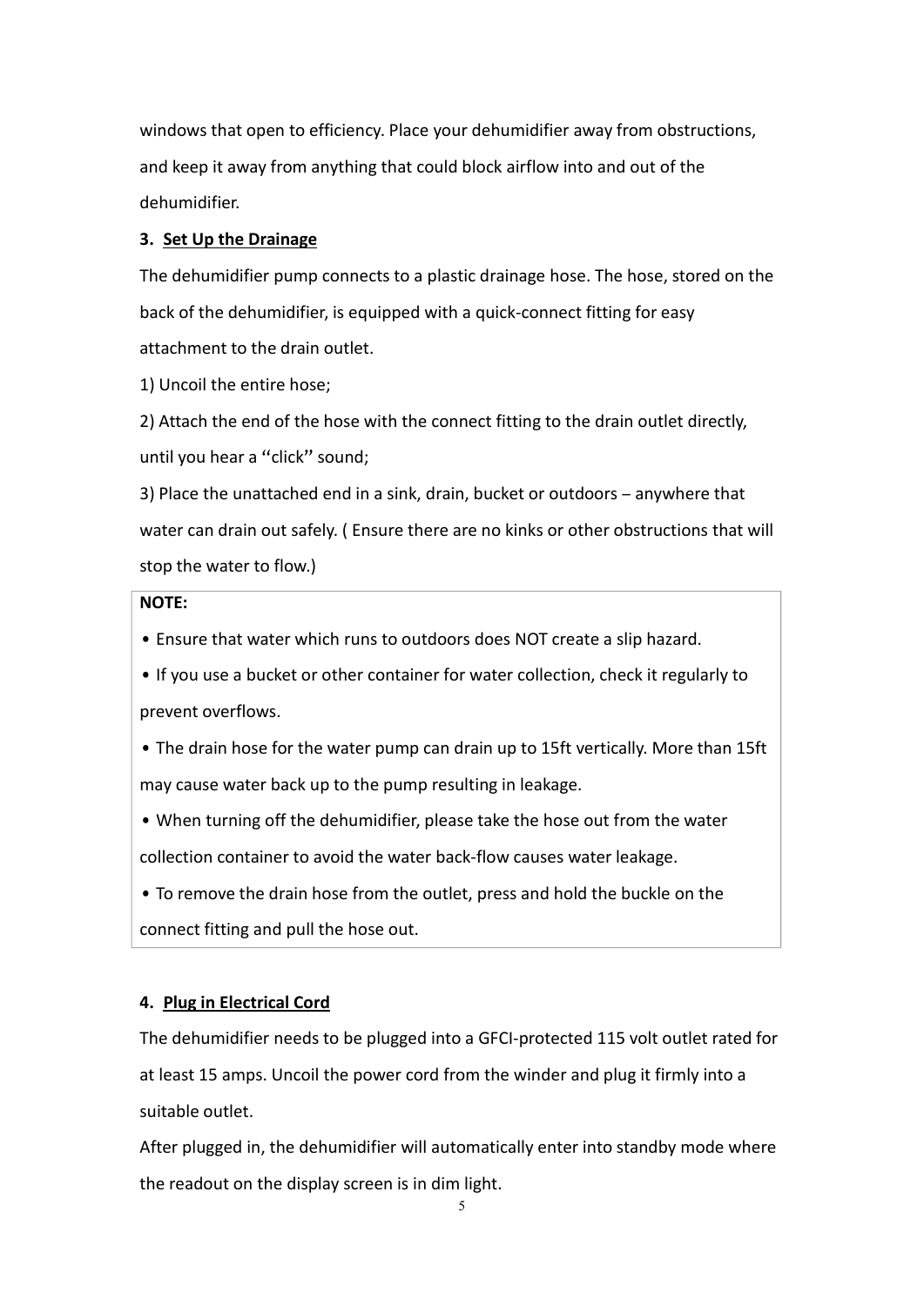windows that open to efficiency. Place your dehumidifier away from obstructions, and keep it away from anything that could block airflow into and out of the dehumidifier.

**3. Set Up the Drainage**

The dehumidifier pump connects to a plastic drainage hose. The hose, stored on the back of the dehumidifier, is equipped with a quick-connect fitting for easy attachment to the drain outlet.

1) Uncoil the entire hose;

2) Attach the end of the hose with the connect fitting to the drain outlet directly, until you hear a ''click'' sound;

3) Place the unattached end in a sink, drain, bucket or outdoors – anywhere that water can drain out safely. ( Ensure there are no kinks or other obstructions that will stop the water to flow.)

**NOTE:**

• Ensure that water which runs to outdoors does NOT create a slip hazard.

• If you use a bucket or other container for water collection, check it regularly to prevent overflows.

• The drain hose for the water pump can drain up to 15ft vertically. More than 15ft may cause water back up to the pump resulting in leakage.

• When turning off the dehumidifier, please take the hose out from the water collection container to avoid the water back-flow causes water leakage.

• To remove the drain hose from the outlet, press and hold the buckle on the connect fitting and pull the hose out.

**4. Plug in Electrical Cord**

The dehumidifier needs to be plugged into a GFCI-protected 115 volt outlet rated for at least 15 amps. Uncoil the power cord from the winder and plug it firmly into a suitable outlet.

After plugged in, the dehumidifier will automatically enter into standby mode where the readout on the display screen is in dim light.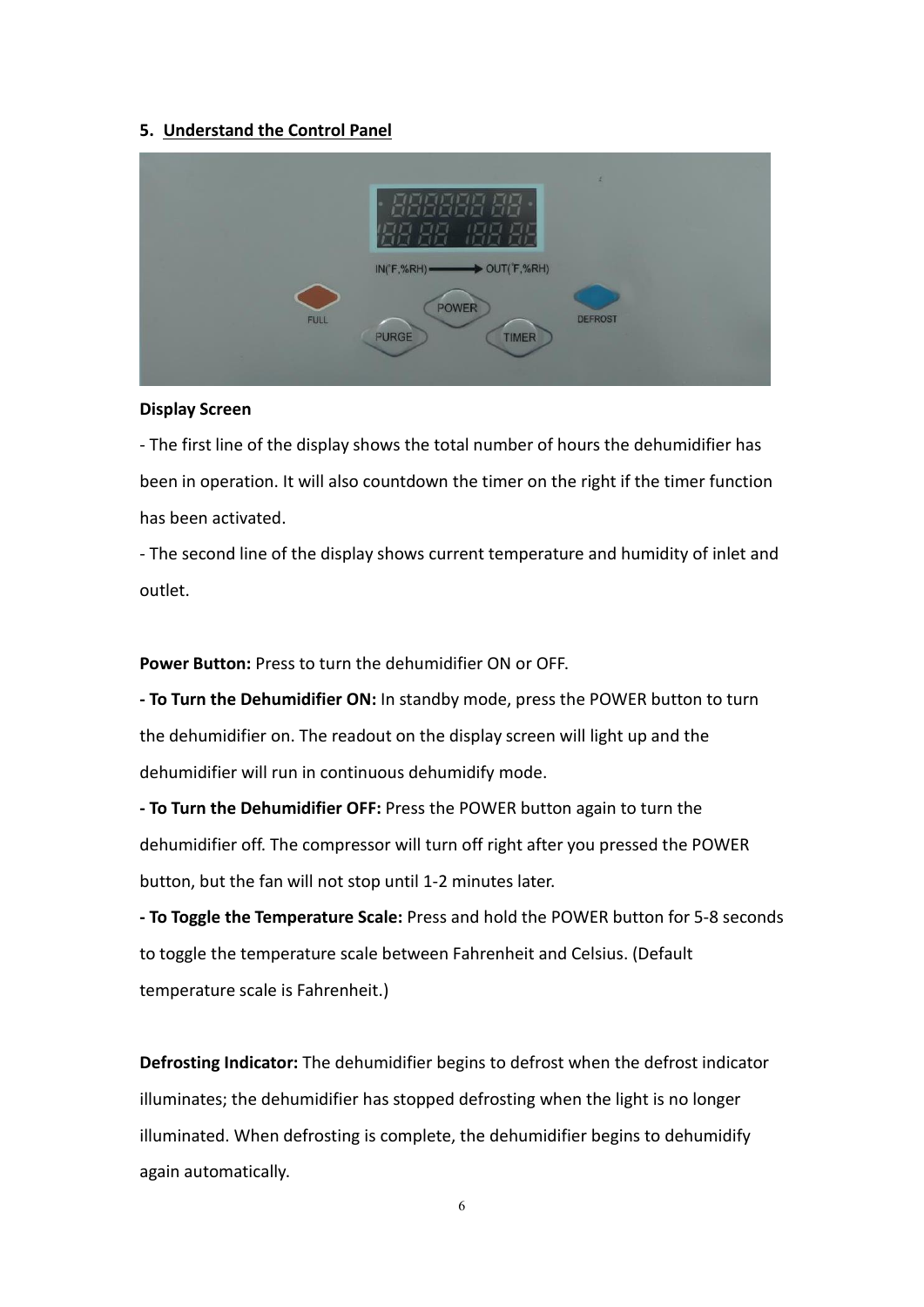## 5. Understand the Control Panel

**Display Screen**

- The first line of the display shows the total number of hours the dehumidifier has been in operation. It will also countdown the timer on the right if the timer function has been activated.

- The second line of the display shows current temperature and humidity of inlet and outlet.

**Power Button:** Press to turn the dehumidifier ON or OFF.

**- To Turn the Dehumidifier ON:** In standby mode, press the POWER button to turn the dehumidifier on. The readout on the display screen will light up and the dehumidifier will run in continuous dehumidify mode.

**- To Turn the Dehumidifier OFF:** Press the POWER button again to turn the dehumidifier off. The compressor will turn off right after you pressed the POWER button, but the fan will not stop until 1-2 minutes later.

**- To Toggle the Temperature Scale:** Press and hold the POWER button for 5-8 seconds to toggle the temperature scale between Fahrenheit and Celsius. (Default temperature scale is Fahrenheit.)

**Defrosting Indicator:** The dehumidifier begins to defrost when the defrost indicator illuminates; the dehumidifier has stopped defrosting when the light is no longer illuminated. When defrosting is complete, the dehumidifier begins to dehumidify again automatically.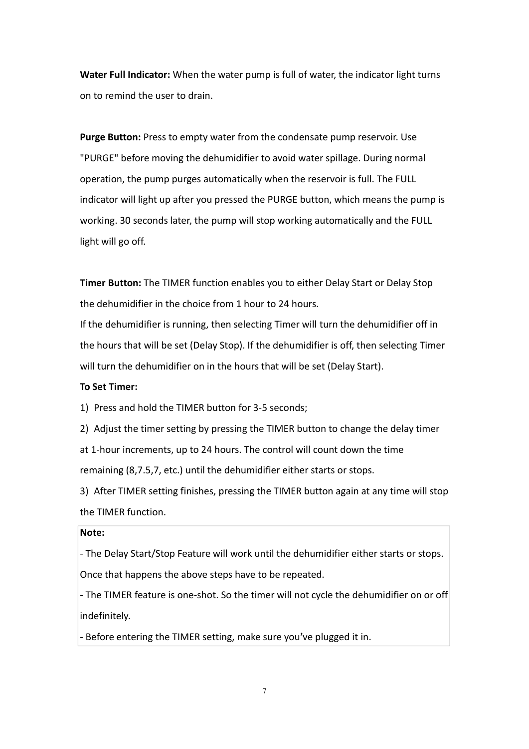**Water Full Indicator:** When the water pump is full of water, the indicator light turns on to remind the user to drain.

**Purge Button:** Press to empty water from the condensate pump reservoir. Use "PURGE" before moving the dehumidifier to avoid water spillage. During normal operation, the pump purges automatically when the reservoir is full. The FULL indicator will light up after you pressed the PURGE button, which means the pump is working. 30 seconds later, the pump will stop working automatically and the FULL light will go off.

**Timer Button:** The TIMER function enables you to either Delay Start or Delay Stop the dehumidifier in the choice from 1 hour to 24 hours.

If the dehumidifier is running, then selecting Timer will turn the dehumidifier off in the hours that will be set (Delay Stop). If the dehumidifier is off, then selecting Timer will turn the dehumidifier on in the hours that will be set (Delay Start).

**To Set Timer:**

1) Press and hold the TIMER button for 3-5 seconds;

2) Adjust the timer setting by pressing the TIMER button to change the delay timer at 1-hour increments, up to 24 hours. The control will count down the time remaining (8,7.5,7, etc.) until the dehumidifier either starts or stops.

3) After TIMER setting finishes, pressing the TIMER button again at any time will stop the TIMER function.

**Note:**

- The Delay Start/Stop Feature will work until the dehumidifier either starts or stops. Once that happens the above steps have to be repeated.
- The TIMER feature is one-shot. So the timer will not cycle the dehumidifier on or off indefinitely.
- Before entering the TIMER setting, make sure you've plugged it in.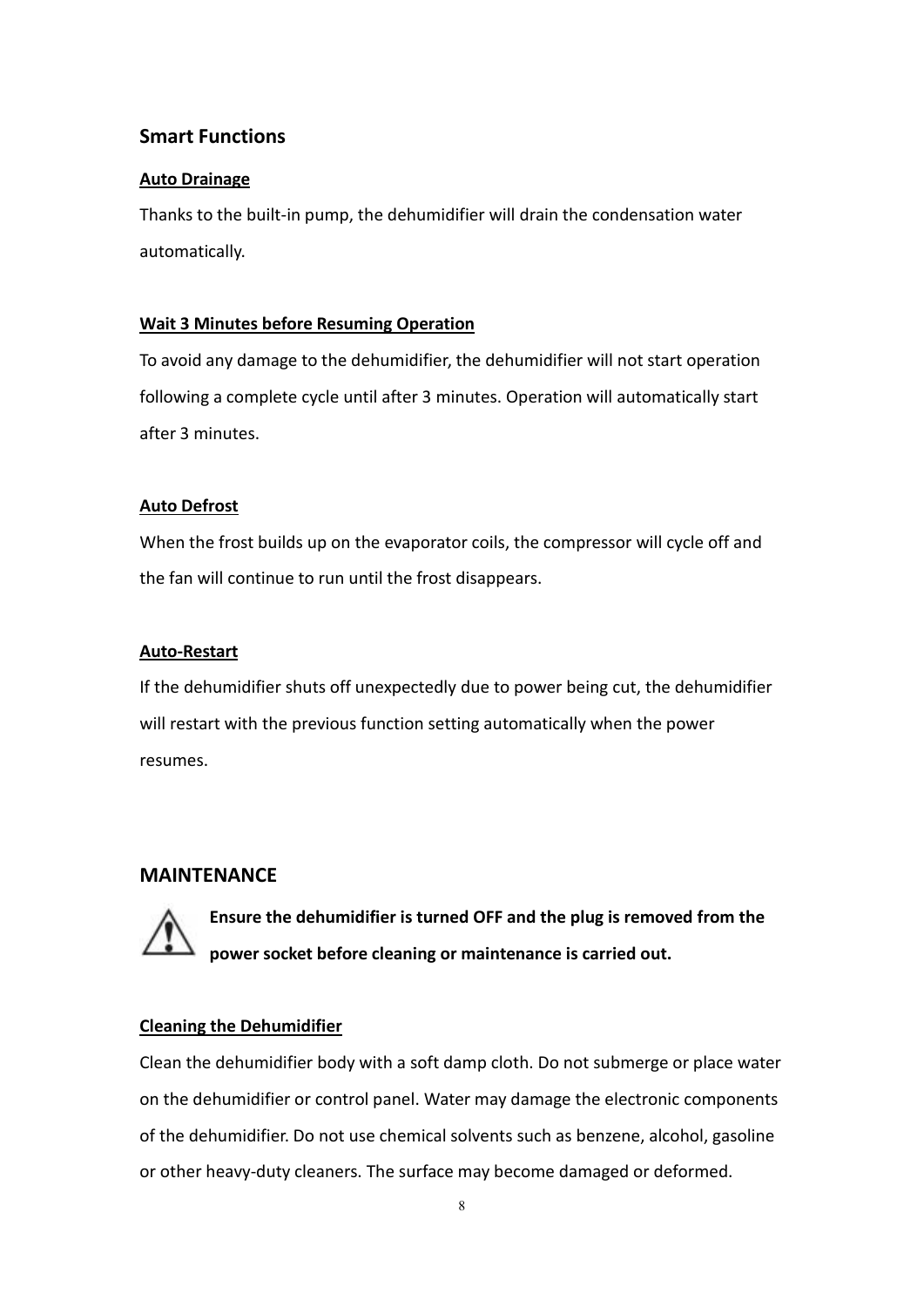## Smart Functions

**Auto Drainage**

Thanks to the built-in pump, the dehumidifier will drain the condensation water automatically.

**Wait 3 Minutes before Resuming Operation**

To avoid any damage to the dehumidifier, the dehumidifier will not start operation following a complete cycle until after 3 minutes. Operation will automatically start after 3 minutes.

**Auto Defrost**

When the frost builds up on the evaporator coils, the compressor will cycle off and the fan will continue to run until the frost disappears.

**Auto-Restart**

If the dehumidifier shuts off unexpectedly due to power being cut, the dehumidifier will restart with the previous function setting automatically when the power resumes.

## MAINTENANCE

⚠ **Ensure the dehumidifier is turned OFF and the plug is removed from the power socket before cleaning or maintenance is carried out.**

**Cleaning the Dehumidifier**

Clean the dehumidifier body with a soft damp cloth. Do not submerge or place water on the dehumidifier or control panel. Water may damage the electronic components of the dehumidifier. Do not use chemical solvents such as benzene, alcohol, gasoline or other heavy-duty cleaners. The surface may become damaged or deformed.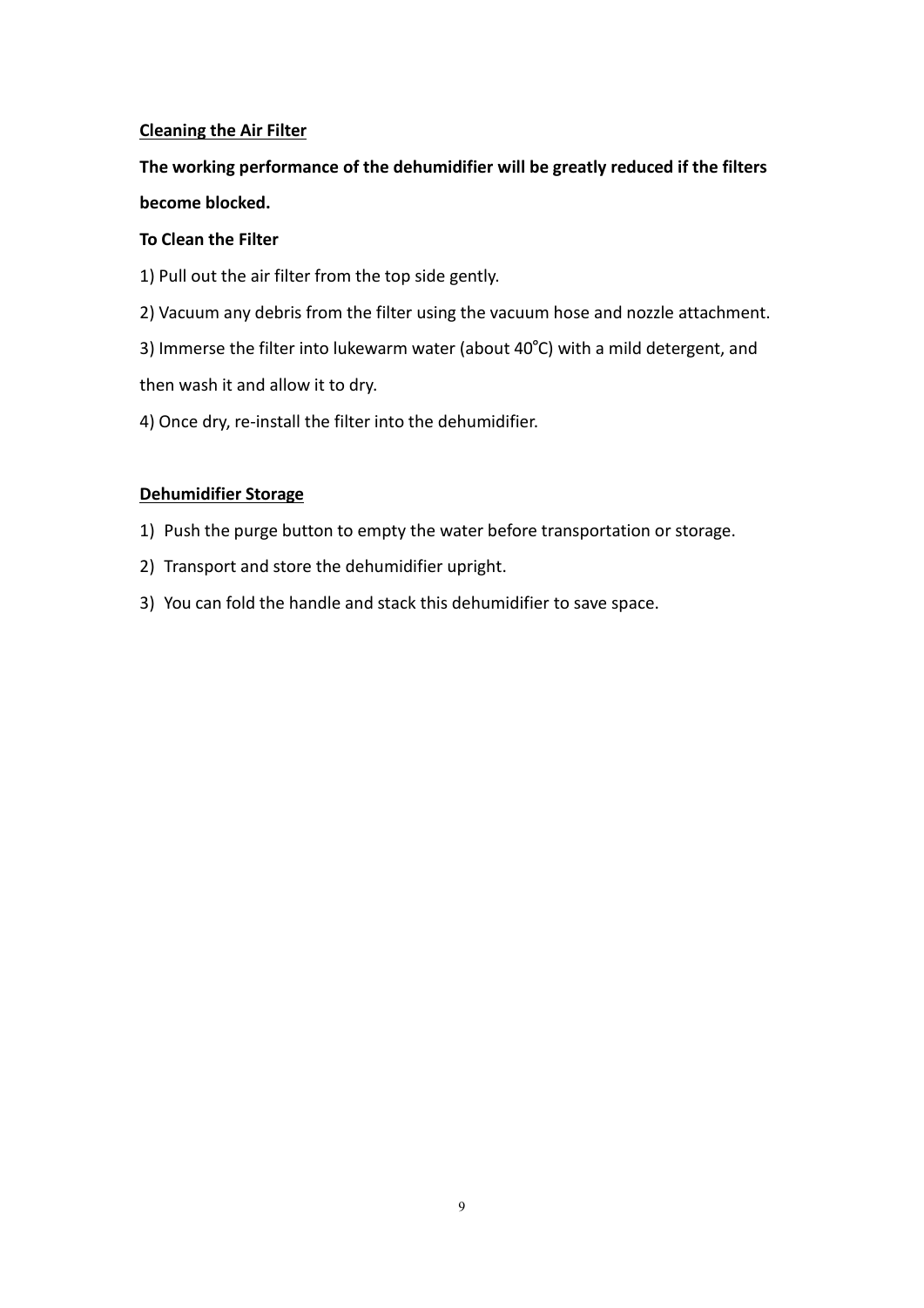## Cleaning the Air Filter

**The working performance of the dehumidifier will be greatly reduced if the filters become blocked.**

**To Clean the Filter**

1) Pull out the air filter from the top side gently.

2) Vacuum any debris from the filter using the vacuum hose and nozzle attachment.

3) Immerse the filter into lukewarm water (about 40℃) with a mild detergent, and then wash it and allow it to dry.

4) Once dry, re-install the filter into the dehumidifier.

## Dehumidifier Storage

1) Push the purge button to empty the water before transportation or storage.
2) Transport and store the dehumidifier upright.
3) You can fold the handle and stack this dehumidifier to save space.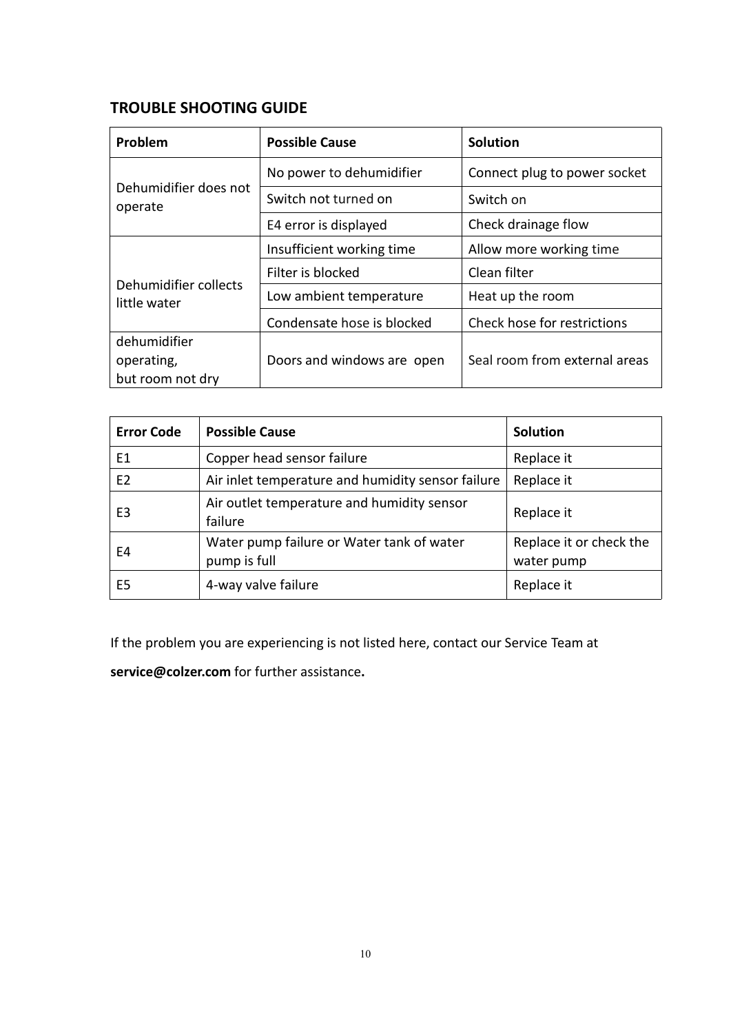## TROUBLE SHOOTING GUIDE

| Problem | Possible Cause | Solution |
|---|---|---|
| Dehumidifier does not operate | No power to dehumidifier | Connect plug to power socket |
| | Switch not turned on | Switch on |
| | E4 error is displayed | Check drainage flow |
| Dehumidifier collects little water | Insufficient working time | Allow more working time |
| | Filter is blocked | Clean filter |
| | Low ambient temperature | Heat up the room |
| | Condensate hose is blocked | Check hose for restrictions |
| dehumidifier operating, but room not dry | Doors and windows are open | Seal room from external areas |

| Error Code | Possible Cause | Solution |
|---|---|---|
| E1 | Copper head sensor failure | Replace it |
| E2 | Air inlet temperature and humidity sensor failure | Replace it |
| E3 | Air outlet temperature and humidity sensor failure | Replace it |
| E4 | Water pump failure or Water tank of water pump is full | Replace it or check the water pump |
| E5 | 4-way valve failure | Replace it |

If the problem you are experiencing is not listed here, contact our Service Team at **service@colzer.com** for further assistance**.**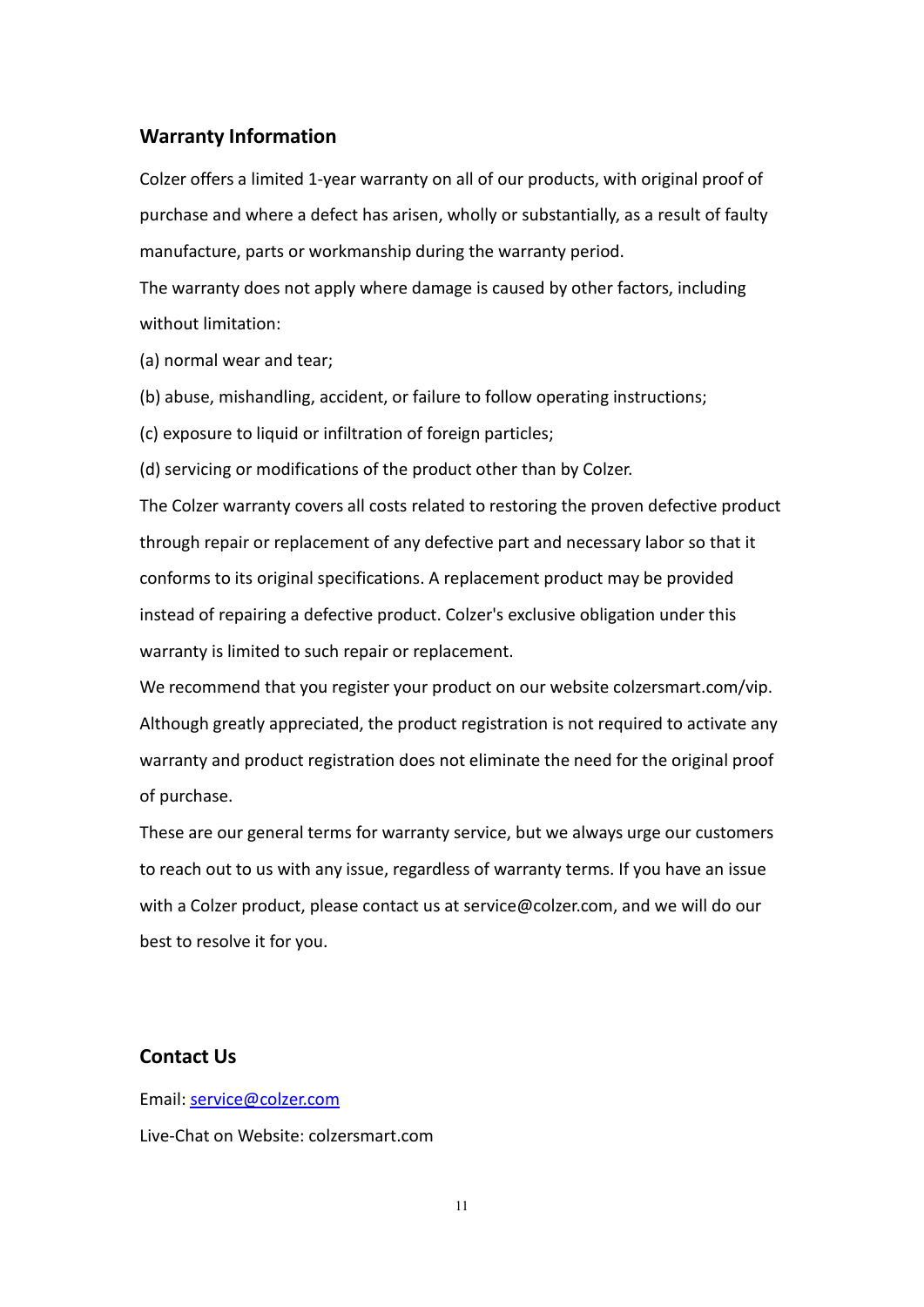## Warranty Information

Colzer offers a limited 1-year warranty on all of our products, with original proof of purchase and where a defect has arisen, wholly or substantially, as a result of faulty manufacture, parts or workmanship during the warranty period.

The warranty does not apply where damage is caused by other factors, including without limitation:

(a) normal wear and tear;

(b) abuse, mishandling, accident, or failure to follow operating instructions;

(c) exposure to liquid or infiltration of foreign particles;

(d) servicing or modifications of the product other than by Colzer.

The Colzer warranty covers all costs related to restoring the proven defective product through repair or replacement of any defective part and necessary labor so that it conforms to its original specifications. A replacement product may be provided instead of repairing a defective product. Colzer's exclusive obligation under this warranty is limited to such repair or replacement.

We recommend that you register your product on our website colzersmart.com/vip. Although greatly appreciated, the product registration is not required to activate any warranty and product registration does not eliminate the need for the original proof of purchase.

These are our general terms for warranty service, but we always urge our customers to reach out to us with any issue, regardless of warranty terms. If you have an issue with a Colzer product, please contact us at service@colzer.com, and we will do our best to resolve it for you.

## Contact Us

Email: service@colzer.com

Live-Chat on Website: colzersmart.com